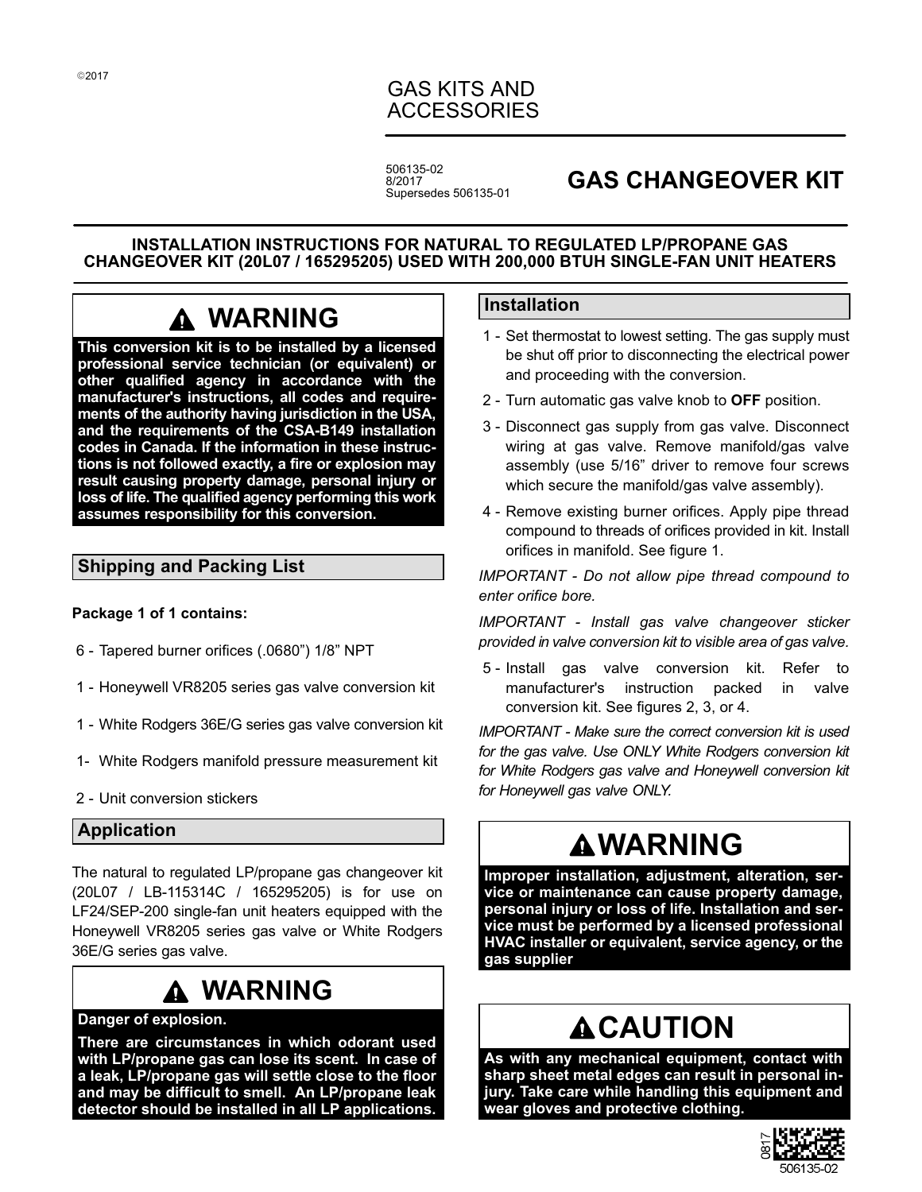©2017

GAS KITS AND ACCESSORIES

506135-02
8/2017
Supersedes 506135-01

# GAS CHANGEOVER KIT

**INSTALLATION INSTRUCTIONS FOR NATURAL TO REGULATED LP/PROPANE GAS CHANGEOVER KIT (20L07 / 165295205) USED WITH 200,000 BTUH SINGLE-FAN UNIT HEATERS**

## ⚠ WARNING

**This conversion kit is to be installed by a licensed professional service technician (or equivalent) or other qualified agency in accordance with the manufacturer's instructions, all codes and requirements of the authority having jurisdiction in the USA, and the requirements of the CSA-B149 installation codes in Canada. If the information in these instructions is not followed exactly, a fire or explosion may result causing property damage, personal injury or loss of life. The qualified agency performing this work assumes responsibility for this conversion.**

## Shipping and Packing List

**Package 1 of 1 contains:**

- 6 - Tapered burner orifices (.0680") 1/8" NPT
- 1 - Honeywell VR8205 series gas valve conversion kit
- 1 - White Rodgers 36E/G series gas valve conversion kit
- 1- White Rodgers manifold pressure measurement kit
- 2 - Unit conversion stickers

## Application

The natural to regulated LP/propane gas changeover kit (20L07 / LB-115314C / 165295205) is for use on LF24/SEP-200 single-fan unit heaters equipped with the Honeywell VR8205 series gas valve or White Rodgers 36E/G series gas valve.

## ⚠ WARNING

**Danger of explosion.**

**There are circumstances in which odorant used with LP/propane gas can lose its scent. In case of a leak, LP/propane gas will settle close to the floor and may be difficult to smell. An LP/propane leak detector should be installed in all LP applications.**

## Installation

1 - Set thermostat to lowest setting. The gas supply must be shut off prior to disconnecting the electrical power and proceeding with the conversion.

2 - Turn automatic gas valve knob to **OFF** position.

3 - Disconnect gas supply from gas valve. Disconnect wiring at gas valve. Remove manifold/gas valve assembly (use 5/16" driver to remove four screws which secure the manifold/gas valve assembly).

4 - Remove existing burner orifices. Apply pipe thread compound to threads of orifices provided in kit. Install orifices in manifold. See figure 1.

*IMPORTANT - Do not allow pipe thread compound to enter orifice bore.*

*IMPORTANT - Install gas valve changeover sticker provided in valve conversion kit to visible area of gas valve.*

5 - Install gas valve conversion kit. Refer to manufacturer's instruction packed in valve conversion kit. See figures 2, 3, or 4.

*IMPORTANT - Make sure the correct conversion kit is used for the gas valve. Use ONLY White Rodgers conversion kit for White Rodgers gas valve and Honeywell conversion kit for Honeywell gas valve ONLY.*

## ⚠ WARNING

**Improper installation, adjustment, alteration, service or maintenance can cause property damage, personal injury or loss of life. Installation and service must be performed by a licensed professional HVAC installer or equivalent, service agency, or the gas supplier**

## ⚠ CAUTION

**As with any mechanical equipment, contact with sharp sheet metal edges can result in personal injury. Take care while handling this equipment and wear gloves and protective clothing.**

0817
506135-02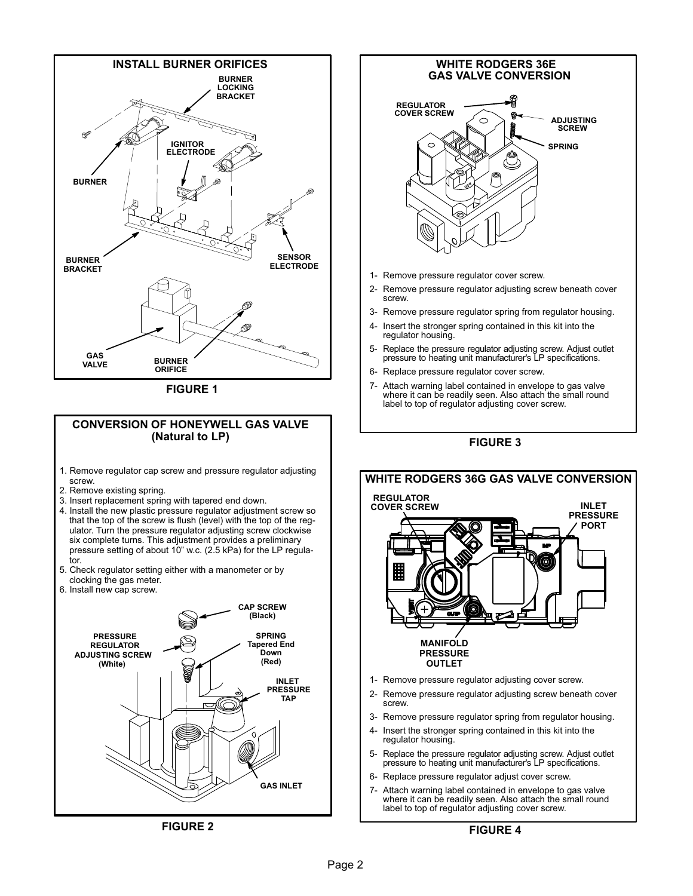## INSTALL BURNER ORIFICES

BURNER LOCKING BRACKET

IGNITOR ELECTRODE

BURNER

BURNER BRACKET

SENSOR ELECTRODE

GAS VALVE

BURNER ORIFICE

FIGURE 1

## CONVERSION OF HONEYWELL GAS VALVE (Natural to LP)

1. Remove regulator cap screw and pressure regulator adjusting screw.
2. Remove existing spring.
3. Insert replacement spring with tapered end down.
4. Install the new plastic pressure regulator adjustment screw so that the top of the screw is flush (level) with the top of the regulator. Turn the pressure regulator adjusting screw clockwise six complete turns. This adjustment provides a preliminary pressure setting of about 10" w.c. (2.5 kPa) for the LP regulator.
5. Check regulator setting either with a manometer or by clocking the gas meter.
6. Install new cap screw.

CAP SCREW (Black)

PRESSURE REGULATOR ADJUSTING SCREW (White)

SPRING Tapered End Down (Red)

INLET PRESSURE TAP

GAS INLET

FIGURE 2

## WHITE RODGERS 36E GAS VALVE CONVERSION

REGULATOR COVER SCREW

ADJUSTING SCREW

SPRING

1- Remove pressure regulator cover screw.
2- Remove pressure regulator adjusting screw beneath cover screw.
3- Remove pressure regulator spring from regulator housing.
4- Insert the stronger spring contained in this kit into the regulator housing.
5- Replace the pressure regulator adjusting screw. Adjust outlet pressure to heating unit manufacturer's LP specifications.
6- Replace pressure regulator cover screw.
7- Attach warning label contained in envelope to gas valve where it can be readily seen. Also attach the small round label to top of regulator adjusting cover screw.

FIGURE 3

## WHITE RODGERS 36G GAS VALVE CONVERSION

REGULATOR COVER SCREW

INLET PRESSURE PORT

MANIFOLD PRESSURE OUTLET

1- Remove pressure regulator adjusting cover screw.
2- Remove pressure regulator adjusting screw beneath cover screw.
3- Remove pressure regulator spring from regulator housing.
4- Insert the stronger spring contained in this kit into the regulator housing.
5- Replace the pressure regulator adjusting screw. Adjust outlet pressure to heating unit manufacturer's LP specifications.
6- Replace pressure regulator adjust cover screw.
7- Attach warning label contained in envelope to gas valve where it can be readily seen. Also attach the small round label to top of regulator adjusting cover screw.

FIGURE 4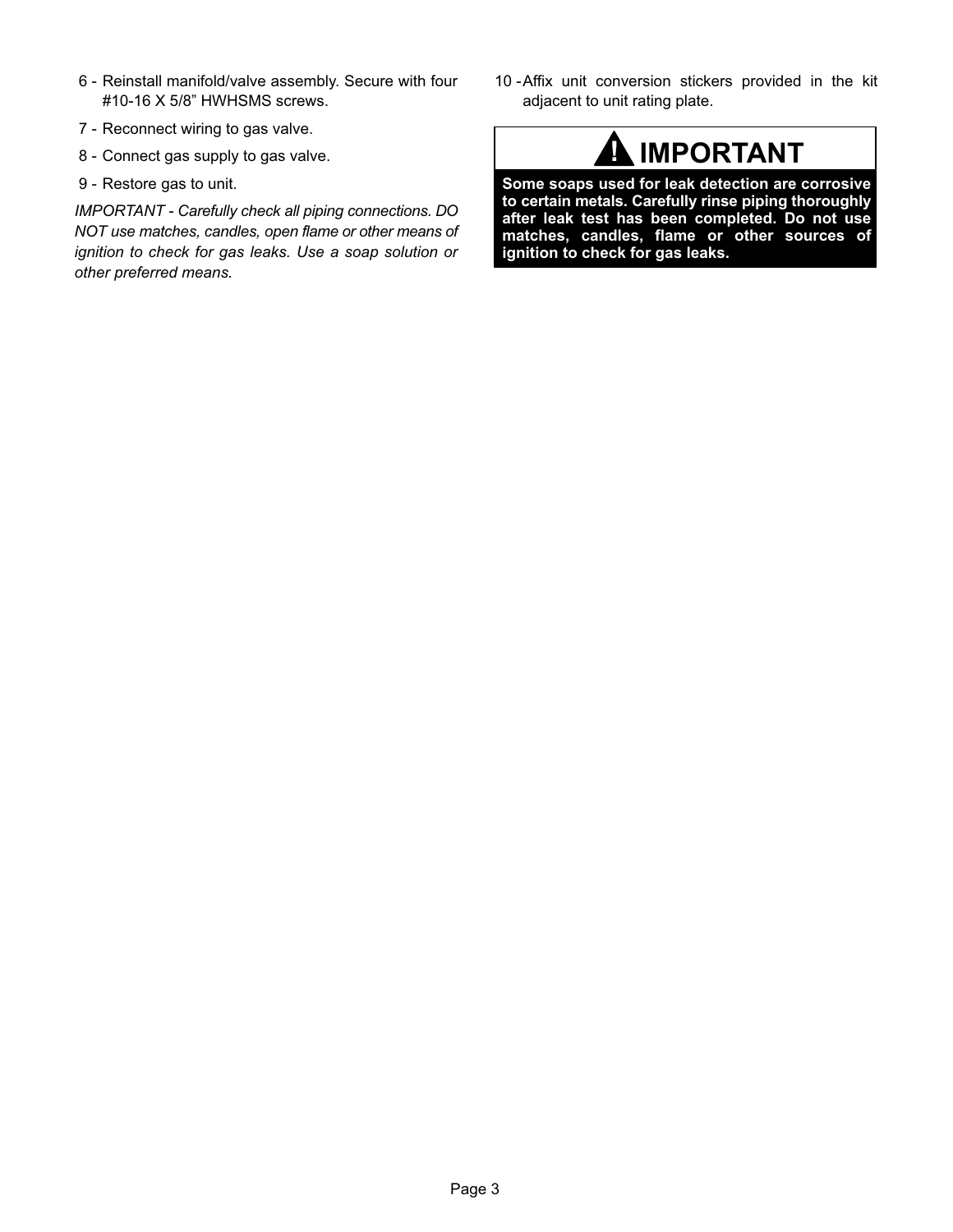6 - Reinstall manifold/valve assembly. Secure with four #10-16 X 5/8” HWHSMS screws.

7 - Reconnect wiring to gas valve.

8 - Connect gas supply to gas valve.

9 - Restore gas to unit.

*IMPORTANT - Carefully check all piping connections. DO NOT use matches, candles, open flame or other means of ignition to check for gas leaks. Use a soap solution or other preferred means.*

10 - Affix unit conversion stickers provided in the kit adjacent to unit rating plate.

## ! IMPORTANT

**Some soaps used for leak detection are corrosive to certain metals. Carefully rinse piping thoroughly after leak test has been completed. Do not use matches, candles, flame or other sources of ignition to check for gas leaks.**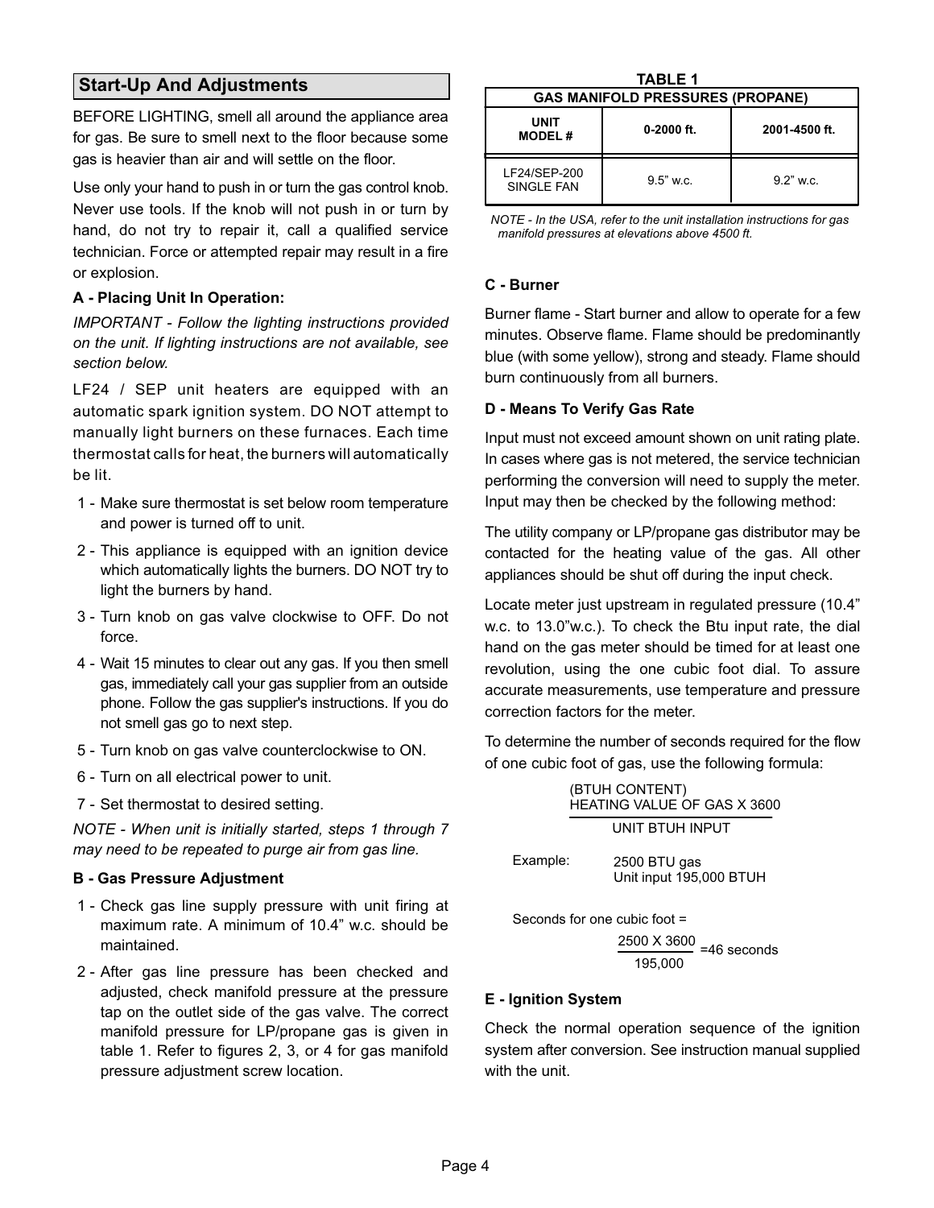## Start-Up And Adjustments

BEFORE LIGHTING, smell all around the appliance area for gas. Be sure to smell next to the floor because some gas is heavier than air and will settle on the floor.

Use only your hand to push in or turn the gas control knob. Never use tools. If the knob will not push in or turn by hand, do not try to repair it, call a qualified service technician. Force or attempted repair may result in a fire or explosion.

### A - Placing Unit In Operation:

*IMPORTANT - Follow the lighting instructions provided on the unit. If lighting instructions are not available, see section below.*

LF24 / SEP unit heaters are equipped with an automatic spark ignition system. DO NOT attempt to manually light burners on these furnaces. Each time thermostat calls for heat, the burners will automatically be lit.

1 - Make sure thermostat is set below room temperature and power is turned off to unit.

2 - This appliance is equipped with an ignition device which automatically lights the burners. DO NOT try to light the burners by hand.

3 - Turn knob on gas valve clockwise to OFF. Do not force.

4 - Wait 15 minutes to clear out any gas. If you then smell gas, immediately call your gas supplier from an outside phone. Follow the gas supplier's instructions. If you do not smell gas go to next step.

5 - Turn knob on gas valve counterclockwise to ON.

6 - Turn on all electrical power to unit.

7 - Set thermostat to desired setting.

*NOTE - When unit is initially started, steps 1 through 7 may need to be repeated to purge air from gas line.*

### B - Gas Pressure Adjustment

1 - Check gas line supply pressure with unit firing at maximum rate. A minimum of 10.4" w.c. should be maintained.

2 - After gas line pressure has been checked and adjusted, check manifold pressure at the pressure tap on the outlet side of the gas valve. The correct manifold pressure for LP/propane gas is given in table 1. Refer to figures 2, 3, or 4 for gas manifold pressure adjustment screw location.

**TABLE 1**

**GAS MANIFOLD PRESSURES (PROPANE)**

| UNIT MODEL # | 0-2000 ft. | 2001-4500 ft. |
|---|---|---|
| LF24/SEP-200 SINGLE FAN | 9.5" w.c. | 9.2" w.c. |

*NOTE - In the USA, refer to the unit installation instructions for gas manifold pressures at elevations above 4500 ft.*

### C - Burner

Burner flame - Start burner and allow to operate for a few minutes. Observe flame. Flame should be predominantly blue (with some yellow), strong and steady. Flame should burn continuously from all burners.

### D - Means To Verify Gas Rate

Input must not exceed amount shown on unit rating plate. In cases where gas is not metered, the service technician performing the conversion will need to supply the meter. Input may then be checked by the following method:

The utility company or LP/propane gas distributor may be contacted for the heating value of the gas. All other appliances should be shut off during the input check.

Locate meter just upstream in regulated pressure (10.4" w.c. to 13.0"w.c.). To check the Btu input rate, the dial hand on the gas meter should be timed for at least one revolution, using the one cubic foot dial. To assure accurate measurements, use temperature and pressure correction factors for the meter.

To determine the number of seconds required for the flow of one cubic foot of gas, use the following formula:

$$\frac{\text{(BTUH CONTENT) HEATING VALUE OF GAS X 3600}}{\text{UNIT BTUH INPUT}}$$

Example: 2500 BTU gas
Unit input 195,000 BTUH

Seconds for one cubic foot =

$$\frac{2500 \times 3600}{195{,}000} = 46 \text{ seconds}$$

### E - Ignition System

Check the normal operation sequence of the ignition system after conversion. See instruction manual supplied with the unit.